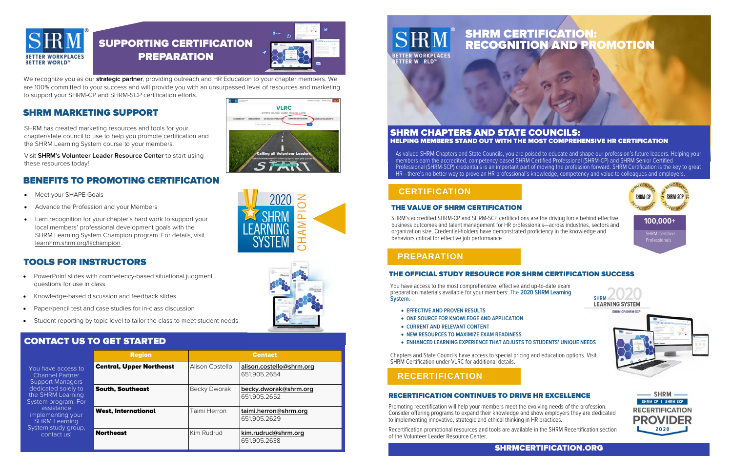# SUPPORTING CERTIFICATION PREPARATION

We recognize you as our **strategic partner**, providing outreach and HR Education to your chapter members. We are 100% committed to your success and will provide you with an unsurpassed level of resources and marketing to support your SHRM-CP and SHRM-SCP certification efforts.

## SHRM MARKETING SUPPORT

SHRM has created marketing resources and tools for your chapter/state council to use to help you promote certification and the SHRM Learning System course to your members.

Visit **SHRM's Volunteer Leader Resource Center** to start using these resources today!

## BENEFITS TO PROMOTING CERTIFICATION

- Meet your SHAPE Goals
- Advance the Profession and your Members
- Earn recognition for your chapter's hard work to support your local members' professional development goals with the SHRM Learning System Champion program. For details, visit learnhrm.shrm.org/lschampion.

## TOOLS FOR INSTRUCTORS

- PowerPoint slides with competency-based situational judgment questions for use in class
- Knowledge-based discussion and feedback slides
- Paper/pencil test and case studies for in-class discussion
- Student reporting by topic level to tailor the class to meet student needs

## CONTACT US TO GET STARTED

You have access to Channel Partner Support Managers dedicated solely to the SHRM Learning System program. For assistance implementing your SHRM Learning System study group, contact us!

| Region | Contact | |
|---|---|---|
| **Central, Upper Northeast** | Alison Costello | alison.costello@shrm.org 651.905.2654 |
| **South, Southeast** | Becky Dworak | becky.dworak@shrm.org 651.905.2652 |
| **West, International** | Taimi Herron | taimi.herron@shrm.org 651.905.2629 |
| **Northeast** | Kim Rudrud | kim.rudrud@shrm.org 651.905.2638 |

# SHRM CERTIFICATION: RECOGNITION AND PROMOTION

## SHRM CHAPTERS AND STATE COUNCILS:
### HELPING MEMBERS STAND OUT WITH THE MOST COMPREHENSIVE HR CERTIFICATION

As valued SHRM Chapters and State Councils, you are poised to educate and shape our profession's future leaders. Helping your members earn the accredited, competency-based SHRM Certified Professional (SHRM-CP) and SHRM Senior Certified Professional (SHRM-SCP) credentials is an important part of moving the profession forward. SHRM Certification is the key to greater HR—there's no better way to prove an HR professional's knowledge, competency and value to colleagues and employers.

## CERTIFICATION

### THE VALUE OF SHRM CERTIFICATION

SHRM's accredited SHRM-CP and SHRM-SCP certifications are the driving force behind effective business outcomes and talent management for HR professionals—across industries, sectors and organization size. Credential-holders have demonstrated proficiency in the knowledge and behaviors critical for effective job performance.

**100,000+** SHRM Certified Professionals

## PREPARATION

### THE OFFICIAL STUDY RESOURCE FOR SHRM CERTIFICATION SUCCESS

You have access to the most comprehensive, effective and up-to-date exam preparation materials available for your members: The **2020 SHRM Learning System**.

- EFFECTIVE AND PROVEN RESULTS
- ONE SOURCE FOR KNOWLEDGE AND APPLICATION
- CURRENT AND RELEVANT CONTENT
- NEW RESOURCES TO MAXIMIZE EXAM READINESS
- ENHANCED LEARNING EXPERIENCE THAT ADJUSTS TO STUDENTS' UNIQUE NEEDS

Chapters and State Councils have access to special pricing and education options. Visit SHRM Certification under VLRC for additional details.

## RECERTIFICATION

### RECERTIFICATION CONTINUES TO DRIVE HR EXCELLENCE

Promoting recertification will help your members meet the evolving needs of the profession. Consider offering programs to expand their knowledge and show employers they are dedicated to implementing innovative, strategic and ethical thinking in HR practices.

Recertification promotional resources and tools are available in the SHRM Recertification section of the Volunteer Leader Resource Center.

**SHRMCERTIFICATION.ORG**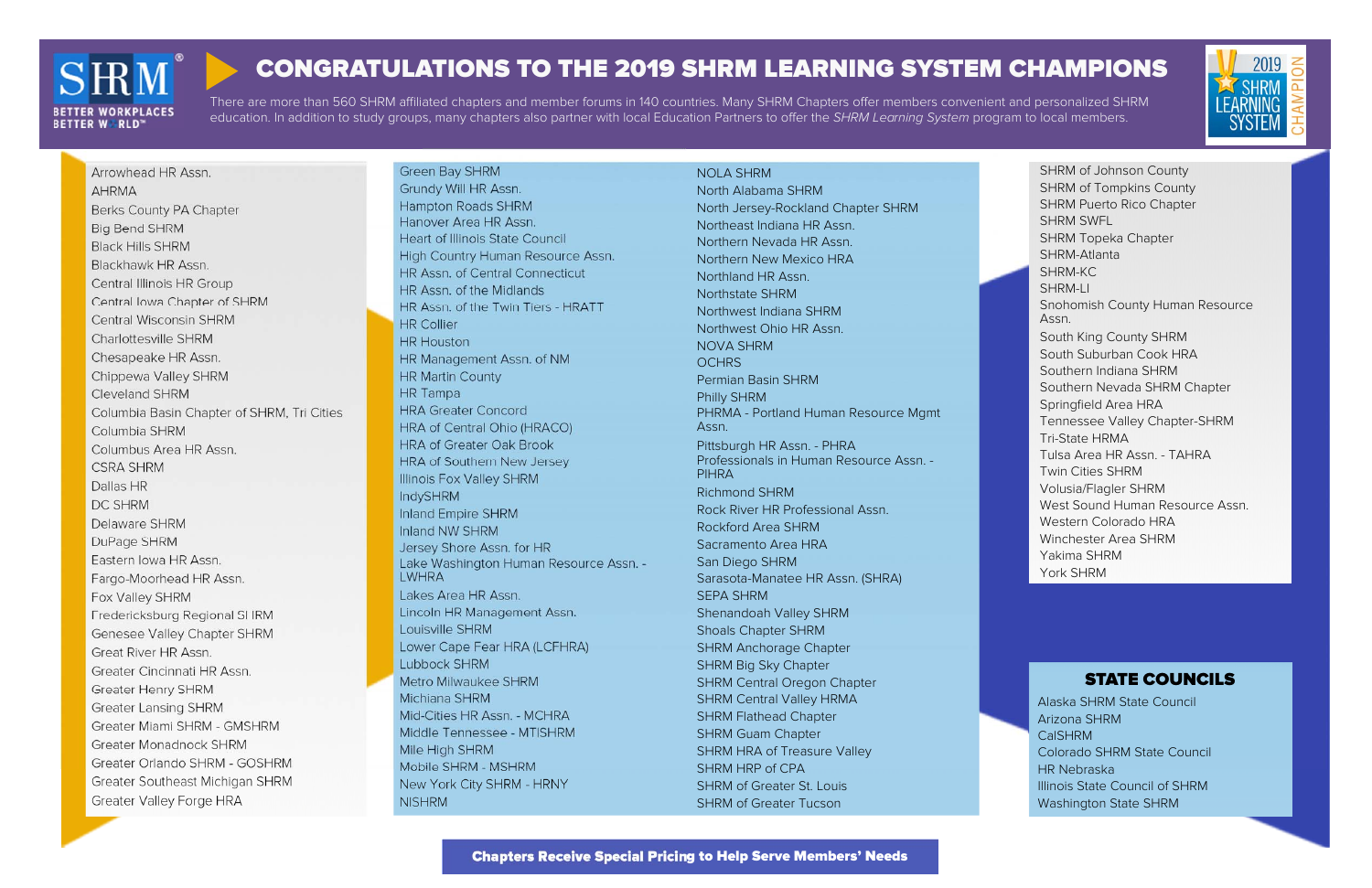# CONGRATULATIONS TO THE 2019 SHRM LEARNING SYSTEM CHAMPIONS

There are more than 560 SHRM affiliated chapters and member forums in 140 countries. Many SHRM Chapters offer members convenient and personalized SHRM education. In addition to study groups, many chapters also partner with local Education Partners to offer the *SHRM Learning System* program to local members.

2019 SHRM LEARNING SYSTEM CHAMPION

- Arrowhead HR Assn.
- AHRMA
- Berks County PA Chapter
- Big Bend SHRM
- Black Hills SHRM
- Blackhawk HR Assn.
- Central Illinois HR Group
- Central Iowa Chapter of SHRM
- Central Wisconsin SHRM
- Charlottesville SHRM
- Chesapeake HR Assn.
- Chippewa Valley SHRM
- Cleveland SHRM
- Columbia Basin Chapter of SHRM, Tri Cities
- Columbia SHRM
- Columbus Area HR Assn.
- CSRA SHRM
- Dallas HR
- DC SHRM
- Delaware SHRM
- DuPage SHRM
- Eastern Iowa HR Assn.
- Fargo-Moorhead HR Assn.
- Fox Valley SHRM
- Fredericksburg Regional SHRM
- Genesee Valley Chapter SHRM
- Great River HR Assn.
- Greater Cincinnati HR Assn.
- Greater Henry SHRM
- Greater Lansing SHRM
- Greater Miami SHRM - GMSHRM
- Greater Monadnock SHRM
- Greater Orlando SHRM - GOSHRM
- Greater Southeast Michigan SHRM
- Greater Valley Forge HRA
- Green Bay SHRM
- Grundy Will HR Assn.
- Hampton Roads SHRM
- Hanover Area HR Assn.
- Heart of Illinois State Council
- High Country Human Resource Assn.
- HR Assn. of Central Connecticut
- HR Assn. of the Midlands
- HR Assn. of the Twin Tiers - HRATT
- HR Collier
- HR Houston
- HR Management Assn. of NM
- HR Martin County
- HR Tampa
- HRA Greater Concord
- HRA of Central Ohio (HRACO)
- HRA of Greater Oak Brook
- HRA of Southern New Jersey
- Illinois Fox Valley SHRM
- IndySHRM
- Inland Empire SHRM
- Inland NW SHRM
- Jersey Shore Assn. for HR
- Lake Washington Human Resource Assn. - LWHRA
- Lakes Area HR Assn.
- Lincoln HR Management Assn.
- Louisville SHRM
- Lower Cape Fear HRA (LCFHRA)
- Lubbock SHRM
- Metro Milwaukee SHRM
- Michiana SHRM
- Mid-Cities HR Assn. - MCHRA
- Middle Tennessee - MTSHRM
- Mile High SHRM
- Mobile SHRM - MSHRM
- New York City SHRM - HRNY
- NISHRM
- NOLA SHRM
- North Alabama SHRM
- North Jersey-Rockland Chapter SHRM
- Northeast Indiana HR Assn.
- Northern Nevada HR Assn.
- Northern New Mexico HRA
- Northland HR Assn.
- Northstate SHRM
- Northwest Indiana SHRM
- Northwest Ohio HR Assn.
- NOVA SHRM
- OCHRS
- Permian Basin SHRM
- Philly SHRM
- PHRMA - Portland Human Resource Mgmt Assn.
- Pittsburgh HR Assn. - PHRA
- Professionals in Human Resource Assn. - PIHRA
- Richmond SHRM
- Rock River HR Professional Assn.
- Rockford Area SHRM
- Sacramento Area HRA
- San Diego SHRM
- Sarasota-Manatee HR Assn. (SHRA)
- SEPA SHRM
- Shenandoah Valley SHRM
- Shoals Chapter SHRM
- SHRM Anchorage Chapter
- SHRM Big Sky Chapter
- SHRM Central Oregon Chapter
- SHRM Central Valley HRMA
- SHRM Flathead Chapter
- SHRM Guam Chapter
- SHRM HRA of Treasure Valley
- SHRM HRP of CPA
- SHRM of Greater St. Louis
- SHRM of Greater Tucson
- SHRM of Johnson County
- SHRM of Tompkins County
- SHRM Puerto Rico Chapter
- SHRM SWFL
- SHRM Topeka Chapter
- SHRM-Atlanta
- SHRM-KC
- SHRM-LI
- Snohomish County Human Resource Assn.
- South King County SHRM
- South Suburban Cook HRA
- Southern Indiana SHRM
- Southern Nevada SHRM Chapter
- Springfield Area HRA
- Tennessee Valley Chapter-SHRM
- Tri-State HRMA
- Tulsa Area HR Assn. - TAHRA
- Twin Cities SHRM
- Volusia/Flagler SHRM
- West Sound Human Resource Assn.
- Western Colorado HRA
- Winchester Area SHRM
- Yakima SHRM
- York SHRM

## STATE COUNCILS

- Alaska SHRM State Council
- Arizona SHRM
- CalSHRM
- Colorado SHRM State Council
- HR Nebraska
- Illinois State Council of SHRM
- Washington State SHRM

**Chapters Receive Special Pricing to Help Serve Members' Needs**